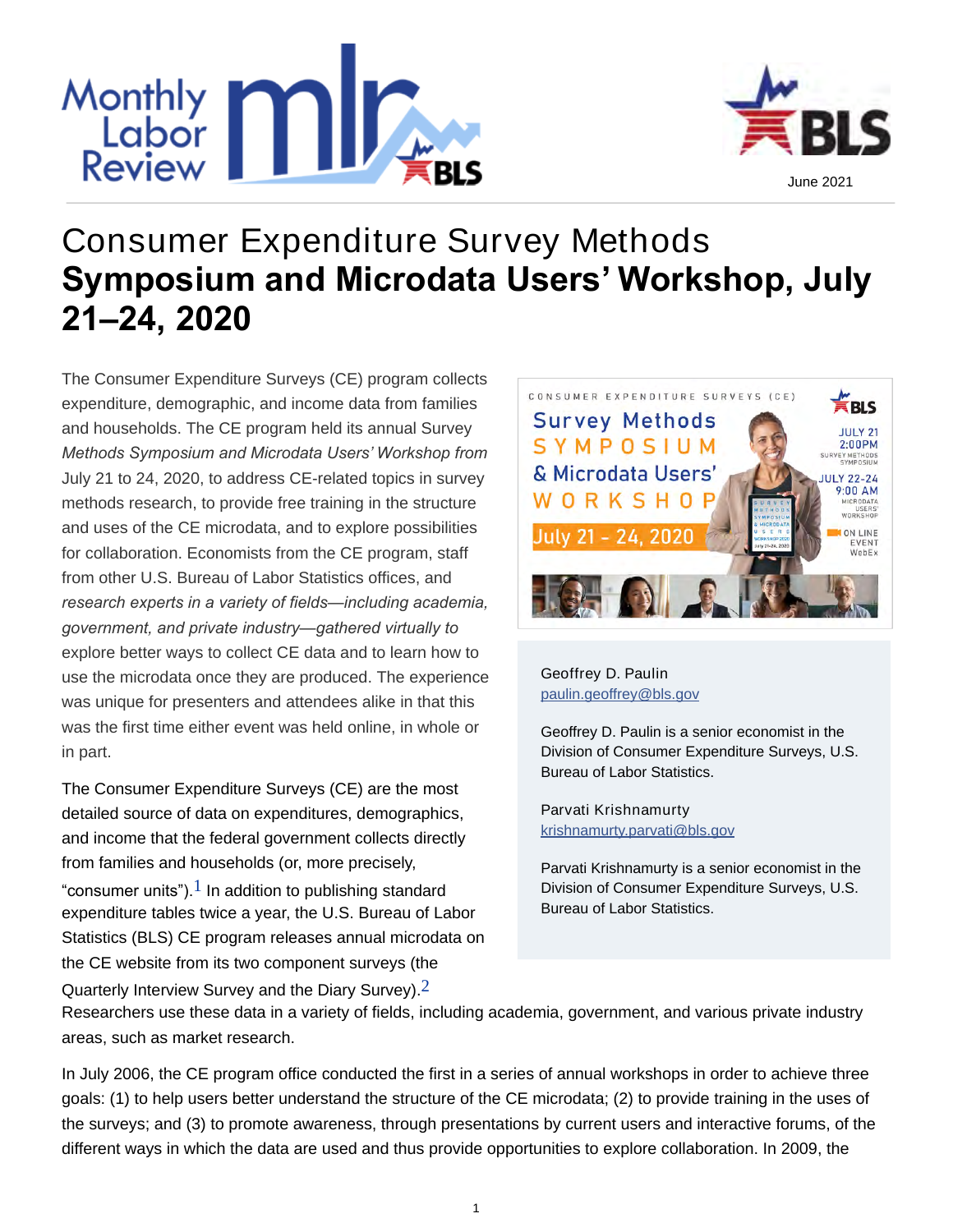# Consumer Expenditure Survey Methods **Symposium and Microdata Users' Workshop, July 21–24, 2020**

The Consumer Expenditure Surveys (CE) program collects expenditure, demographic, and income data from families and households. The CE program held its annual Survey *Methods Symposium and Microdata Users' Workshop from* July 21 to 24, 2020, to address CE-related topics in survey methods research, to provide free training in the structure and uses of the CE microdata, and to explore possibilities for collaboration. Economists from the CE program, staff from other U.S. Bureau of Labor Statistics offices, and *research experts in a variety of fields—including academia, government, and private industry—gathered virtually to* explore better ways to collect CE data and to learn how to use the microdata once they are produced. The experience was unique for presenters and attendees alike in that this was the first time either event was held online, in whole or in part.

Geoffrey D. Paulin
paulin.geoffrey@bls.gov

Geoffrey D. Paulin is a senior economist in the Division of Consumer Expenditure Surveys, U.S. Bureau of Labor Statistics.

Parvati Krishnamurty
krishnamurty.parvati@bls.gov

Parvati Krishnamurty is a senior economist in the Division of Consumer Expenditure Surveys, U.S. Bureau of Labor Statistics.

The Consumer Expenditure Surveys (CE) are the most detailed source of data on expenditures, demographics, and income that the federal government collects directly from families and households (or, more precisely, "consumer units").[1] In addition to publishing standard expenditure tables twice a year, the U.S. Bureau of Labor Statistics (BLS) CE program releases annual microdata on the CE website from its two component surveys (the Quarterly Interview Survey and the Diary Survey).[2] Researchers use these data in a variety of fields, including academia, government, and various private industry areas, such as market research.

In July 2006, the CE program office conducted the first in a series of annual workshops in order to achieve three goals: (1) to help users better understand the structure of the CE microdata; (2) to provide training in the uses of the surveys; and (3) to promote awareness, through presentations by current users and interactive forums, of the different ways in which the data are used and thus provide opportunities to explore collaboration. In 2009, the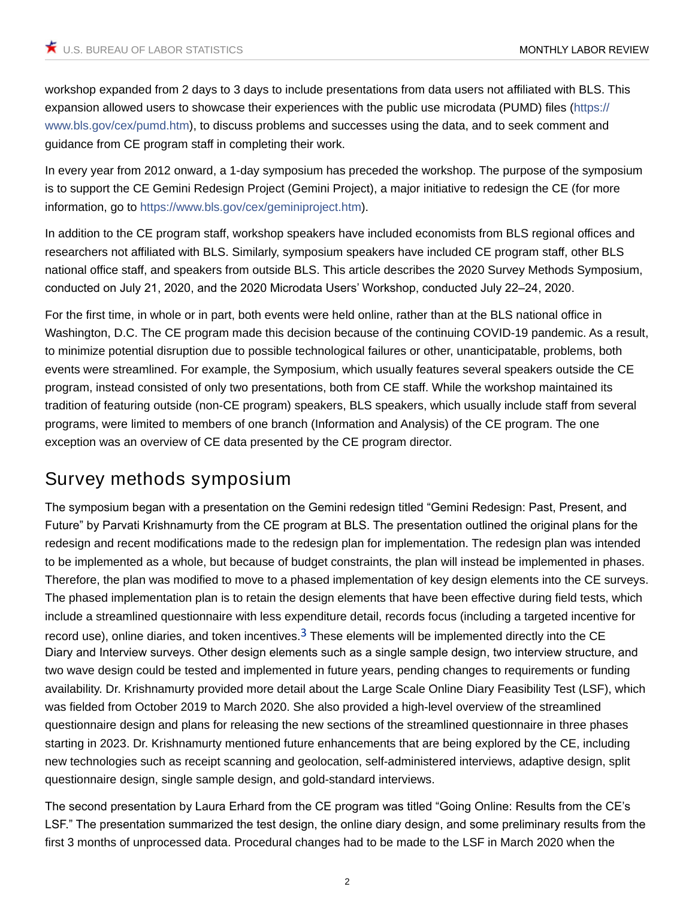workshop expanded from 2 days to 3 days to include presentations from data users not affiliated with BLS. This expansion allowed users to showcase their experiences with the public use microdata (PUMD) files (https://www.bls.gov/cex/pumd.htm), to discuss problems and successes using the data, and to seek comment and guidance from CE program staff in completing their work.

In every year from 2012 onward, a 1-day symposium has preceded the workshop. The purpose of the symposium is to support the CE Gemini Redesign Project (Gemini Project), a major initiative to redesign the CE (for more information, go to https://www.bls.gov/cex/geminiproject.htm).

In addition to the CE program staff, workshop speakers have included economists from BLS regional offices and researchers not affiliated with BLS. Similarly, symposium speakers have included CE program staff, other BLS national office staff, and speakers from outside BLS. This article describes the 2020 Survey Methods Symposium, conducted on July 21, 2020, and the 2020 Microdata Users' Workshop, conducted July 22–24, 2020.

For the first time, in whole or in part, both events were held online, rather than at the BLS national office in Washington, D.C. The CE program made this decision because of the continuing COVID-19 pandemic. As a result, to minimize potential disruption due to possible technological failures or other, unanticipatable, problems, both events were streamlined. For example, the Symposium, which usually features several speakers outside the CE program, instead consisted of only two presentations, both from CE staff. While the workshop maintained its tradition of featuring outside (non-CE program) speakers, BLS speakers, which usually include staff from several programs, were limited to members of one branch (Information and Analysis) of the CE program. The one exception was an overview of CE data presented by the CE program director.

## Survey methods symposium

The symposium began with a presentation on the Gemini redesign titled "Gemini Redesign: Past, Present, and Future" by Parvati Krishnamurty from the CE program at BLS. The presentation outlined the original plans for the redesign and recent modifications made to the redesign plan for implementation. The redesign plan was intended to be implemented as a whole, but because of budget constraints, the plan will instead be implemented in phases. Therefore, the plan was modified to move to a phased implementation of key design elements into the CE surveys. The phased implementation plan is to retain the design elements that have been effective during field tests, which include a streamlined questionnaire with less expenditure detail, records focus (including a targeted incentive for record use), online diaries, and token incentives.[3] These elements will be implemented directly into the CE Diary and Interview surveys. Other design elements such as a single sample design, two interview structure, and two wave design could be tested and implemented in future years, pending changes to requirements or funding availability. Dr. Krishnamurty provided more detail about the Large Scale Online Diary Feasibility Test (LSF), which was fielded from October 2019 to March 2020. She also provided a high-level overview of the streamlined questionnaire design and plans for releasing the new sections of the streamlined questionnaire in three phases starting in 2023. Dr. Krishnamurty mentioned future enhancements that are being explored by the CE, including new technologies such as receipt scanning and geolocation, self-administered interviews, adaptive design, split questionnaire design, single sample design, and gold-standard interviews.

The second presentation by Laura Erhard from the CE program was titled "Going Online: Results from the CE's LSF." The presentation summarized the test design, the online diary design, and some preliminary results from the first 3 months of unprocessed data. Procedural changes had to be made to the LSF in March 2020 when the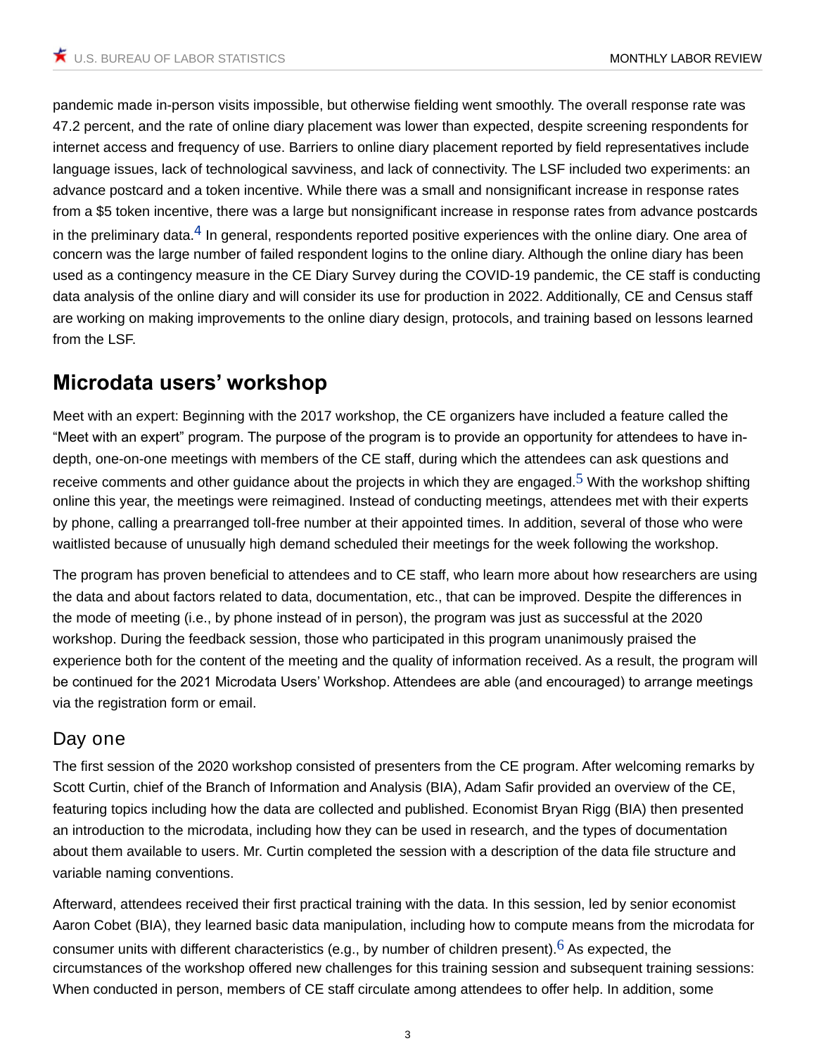pandemic made in-person visits impossible, but otherwise fielding went smoothly. The overall response rate was 47.2 percent, and the rate of online diary placement was lower than expected, despite screening respondents for internet access and frequency of use. Barriers to online diary placement reported by field representatives include language issues, lack of technological savviness, and lack of connectivity. The LSF included two experiments: an advance postcard and a token incentive. While there was a small and nonsignificant increase in response rates from a $5 token incentive, there was a large but nonsignificant increase in response rates from advance postcards in the preliminary data.[4] In general, respondents reported positive experiences with the online diary. One area of concern was the large number of failed respondent logins to the online diary. Although the online diary has been used as a contingency measure in the CE Diary Survey during the COVID-19 pandemic, the CE staff is conducting data analysis of the online diary and will consider its use for production in 2022. Additionally, CE and Census staff are working on making improvements to the online diary design, protocols, and training based on lessons learned from the LSF.

## Microdata users' workshop

Meet with an expert: Beginning with the 2017 workshop, the CE organizers have included a feature called the "Meet with an expert" program. The purpose of the program is to provide an opportunity for attendees to have in-depth, one-on-one meetings with members of the CE staff, during which the attendees can ask questions and receive comments and other guidance about the projects in which they are engaged.[5] With the workshop shifting online this year, the meetings were reimagined. Instead of conducting meetings, attendees met with their experts by phone, calling a prearranged toll-free number at their appointed times. In addition, several of those who were waitlisted because of unusually high demand scheduled their meetings for the week following the workshop.

The program has proven beneficial to attendees and to CE staff, who learn more about how researchers are using the data and about factors related to data, documentation, etc., that can be improved. Despite the differences in the mode of meeting (i.e., by phone instead of in person), the program was just as successful at the 2020 workshop. During the feedback session, those who participated in this program unanimously praised the experience both for the content of the meeting and the quality of information received. As a result, the program will be continued for the 2021 Microdata Users' Workshop. Attendees are able (and encouraged) to arrange meetings via the registration form or email.

### Day one

The first session of the 2020 workshop consisted of presenters from the CE program. After welcoming remarks by Scott Curtin, chief of the Branch of Information and Analysis (BIA), Adam Safir provided an overview of the CE, featuring topics including how the data are collected and published. Economist Bryan Rigg (BIA) then presented an introduction to the microdata, including how they can be used in research, and the types of documentation about them available to users. Mr. Curtin completed the session with a description of the data file structure and variable naming conventions.

Afterward, attendees received their first practical training with the data. In this session, led by senior economist Aaron Cobet (BIA), they learned basic data manipulation, including how to compute means from the microdata for consumer units with different characteristics (e.g., by number of children present).[6] As expected, the circumstances of the workshop offered new challenges for this training session and subsequent training sessions: When conducted in person, members of CE staff circulate among attendees to offer help. In addition, some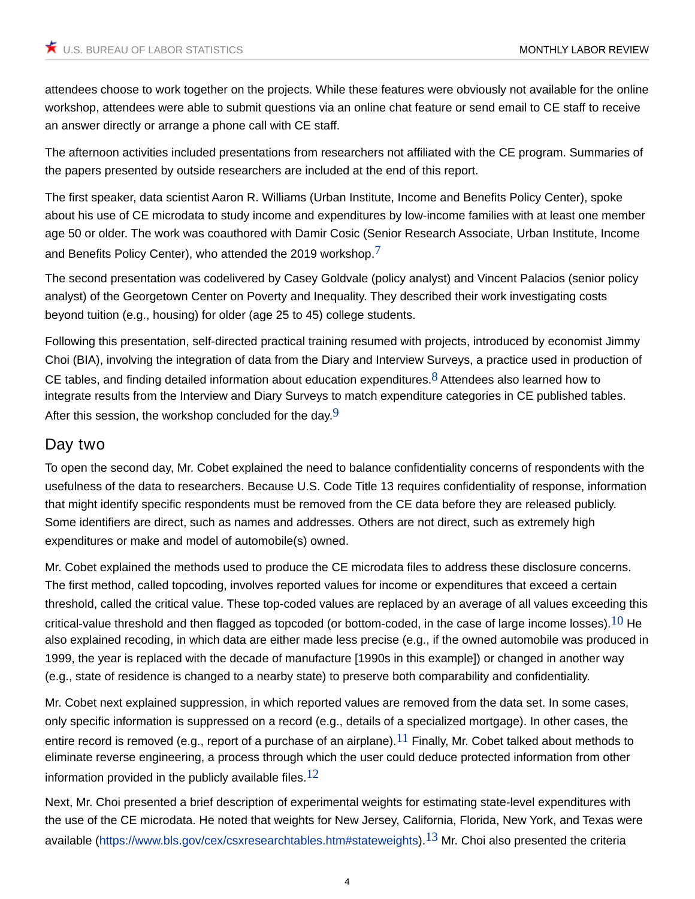attendees choose to work together on the projects. While these features were obviously not available for the online workshop, attendees were able to submit questions via an online chat feature or send email to CE staff to receive an answer directly or arrange a phone call with CE staff.

The afternoon activities included presentations from researchers not affiliated with the CE program. Summaries of the papers presented by outside researchers are included at the end of this report.

The first speaker, data scientist Aaron R. Williams (Urban Institute, Income and Benefits Policy Center), spoke about his use of CE microdata to study income and expenditures by low-income families with at least one member age 50 or older. The work was coauthored with Damir Cosic (Senior Research Associate, Urban Institute, Income and Benefits Policy Center), who attended the 2019 workshop.[7]

The second presentation was codelivered by Casey Goldvale (policy analyst) and Vincent Palacios (senior policy analyst) of the Georgetown Center on Poverty and Inequality. They described their work investigating costs beyond tuition (e.g., housing) for older (age 25 to 45) college students.

Following this presentation, self-directed practical training resumed with projects, introduced by economist Jimmy Choi (BIA), involving the integration of data from the Diary and Interview Surveys, a practice used in production of CE tables, and finding detailed information about education expenditures.[8] Attendees also learned how to integrate results from the Interview and Diary Surveys to match expenditure categories in CE published tables. After this session, the workshop concluded for the day.[9]

## Day two

To open the second day, Mr. Cobet explained the need to balance confidentiality concerns of respondents with the usefulness of the data to researchers. Because U.S. Code Title 13 requires confidentiality of response, information that might identify specific respondents must be removed from the CE data before they are released publicly. Some identifiers are direct, such as names and addresses. Others are not direct, such as extremely high expenditures or make and model of automobile(s) owned.

Mr. Cobet explained the methods used to produce the CE microdata files to address these disclosure concerns. The first method, called topcoding, involves reported values for income or expenditures that exceed a certain threshold, called the critical value. These top-coded values are replaced by an average of all values exceeding this critical-value threshold and then flagged as topcoded (or bottom-coded, in the case of large income losses).[10] He also explained recoding, in which data are either made less precise (e.g., if the owned automobile was produced in 1999, the year is replaced with the decade of manufacture [1990s in this example]) or changed in another way (e.g., state of residence is changed to a nearby state) to preserve both comparability and confidentiality.

Mr. Cobet next explained suppression, in which reported values are removed from the data set. In some cases, only specific information is suppressed on a record (e.g., details of a specialized mortgage). In other cases, the entire record is removed (e.g., report of a purchase of an airplane).[11] Finally, Mr. Cobet talked about methods to eliminate reverse engineering, a process through which the user could deduce protected information from other information provided in the publicly available files.[12]

Next, Mr. Choi presented a brief description of experimental weights for estimating state-level expenditures with the use of the CE microdata. He noted that weights for New Jersey, California, Florida, New York, and Texas were available (https://www.bls.gov/cex/csxresearchtables.htm#stateweights).[13] Mr. Choi also presented the criteria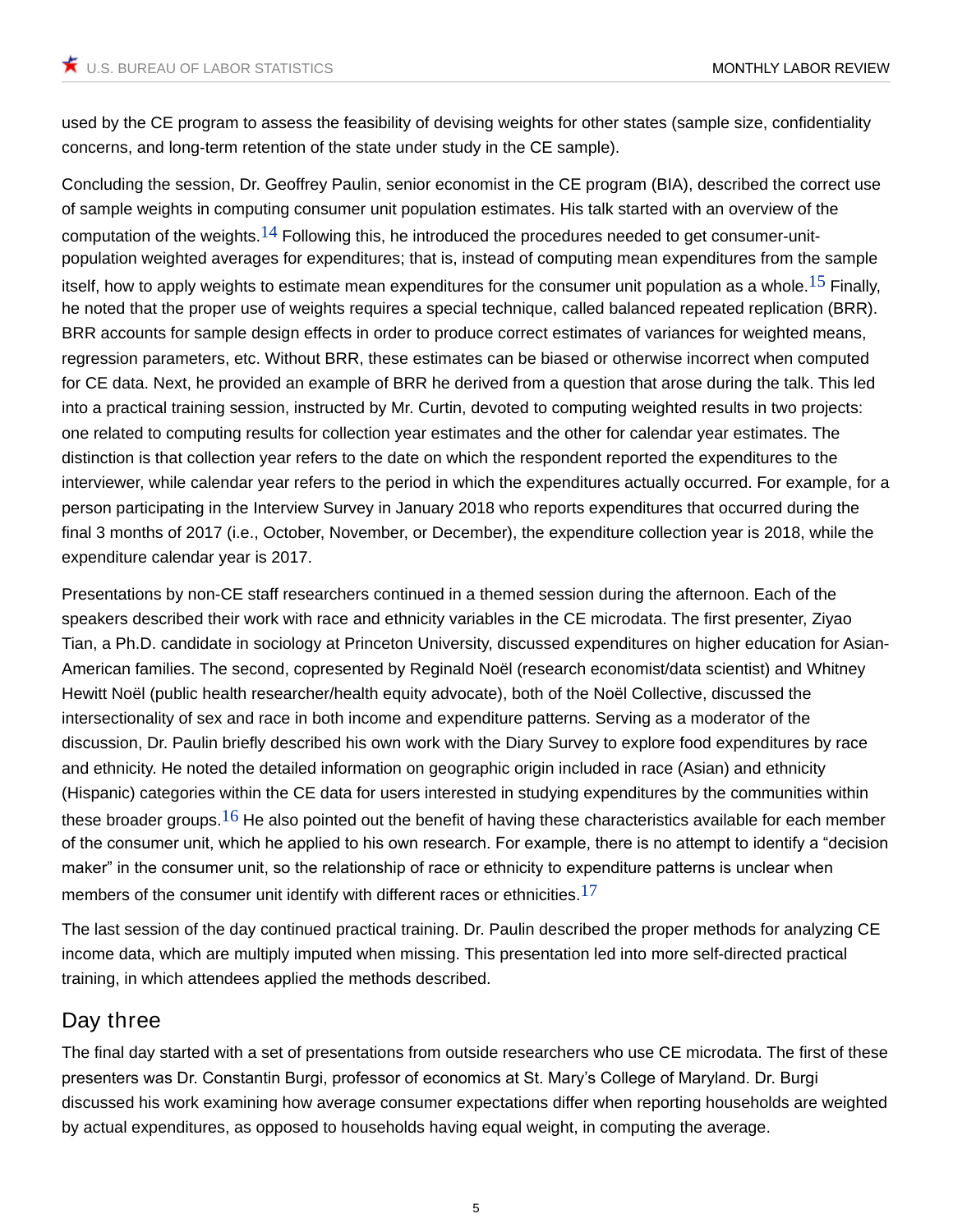used by the CE program to assess the feasibility of devising weights for other states (sample size, confidentiality concerns, and long-term retention of the state under study in the CE sample).

Concluding the session, Dr. Geoffrey Paulin, senior economist in the CE program (BIA), described the correct use of sample weights in computing consumer unit population estimates. His talk started with an overview of the computation of the weights.[14] Following this, he introduced the procedures needed to get consumer-unit-population weighted averages for expenditures; that is, instead of computing mean expenditures from the sample itself, how to apply weights to estimate mean expenditures for the consumer unit population as a whole.[15] Finally, he noted that the proper use of weights requires a special technique, called balanced repeated replication (BRR). BRR accounts for sample design effects in order to produce correct estimates of variances for weighted means, regression parameters, etc. Without BRR, these estimates can be biased or otherwise incorrect when computed for CE data. Next, he provided an example of BRR he derived from a question that arose during the talk. This led into a practical training session, instructed by Mr. Curtin, devoted to computing weighted results in two projects: one related to computing results for collection year estimates and the other for calendar year estimates. The distinction is that collection year refers to the date on which the respondent reported the expenditures to the interviewer, while calendar year refers to the period in which the expenditures actually occurred. For example, for a person participating in the Interview Survey in January 2018 who reports expenditures that occurred during the final 3 months of 2017 (i.e., October, November, or December), the expenditure collection year is 2018, while the expenditure calendar year is 2017.

Presentations by non-CE staff researchers continued in a themed session during the afternoon. Each of the speakers described their work with race and ethnicity variables in the CE microdata. The first presenter, Ziyao Tian, a Ph.D. candidate in sociology at Princeton University, discussed expenditures on higher education for Asian-American families. The second, copresented by Reginald Noël (research economist/data scientist) and Whitney Hewitt Noël (public health researcher/health equity advocate), both of the Noël Collective, discussed the intersectionality of sex and race in both income and expenditure patterns. Serving as a moderator of the discussion, Dr. Paulin briefly described his own work with the Diary Survey to explore food expenditures by race and ethnicity. He noted the detailed information on geographic origin included in race (Asian) and ethnicity (Hispanic) categories within the CE data for users interested in studying expenditures by the communities within these broader groups.[16] He also pointed out the benefit of having these characteristics available for each member of the consumer unit, which he applied to his own research. For example, there is no attempt to identify a "decision maker" in the consumer unit, so the relationship of race or ethnicity to expenditure patterns is unclear when members of the consumer unit identify with different races or ethnicities.[17]

The last session of the day continued practical training. Dr. Paulin described the proper methods for analyzing CE income data, which are multiply imputed when missing. This presentation led into more self-directed practical training, in which attendees applied the methods described.

## Day three

The final day started with a set of presentations from outside researchers who use CE microdata. The first of these presenters was Dr. Constantin Burgi, professor of economics at St. Mary's College of Maryland. Dr. Burgi discussed his work examining how average consumer expectations differ when reporting households are weighted by actual expenditures, as opposed to households having equal weight, in computing the average.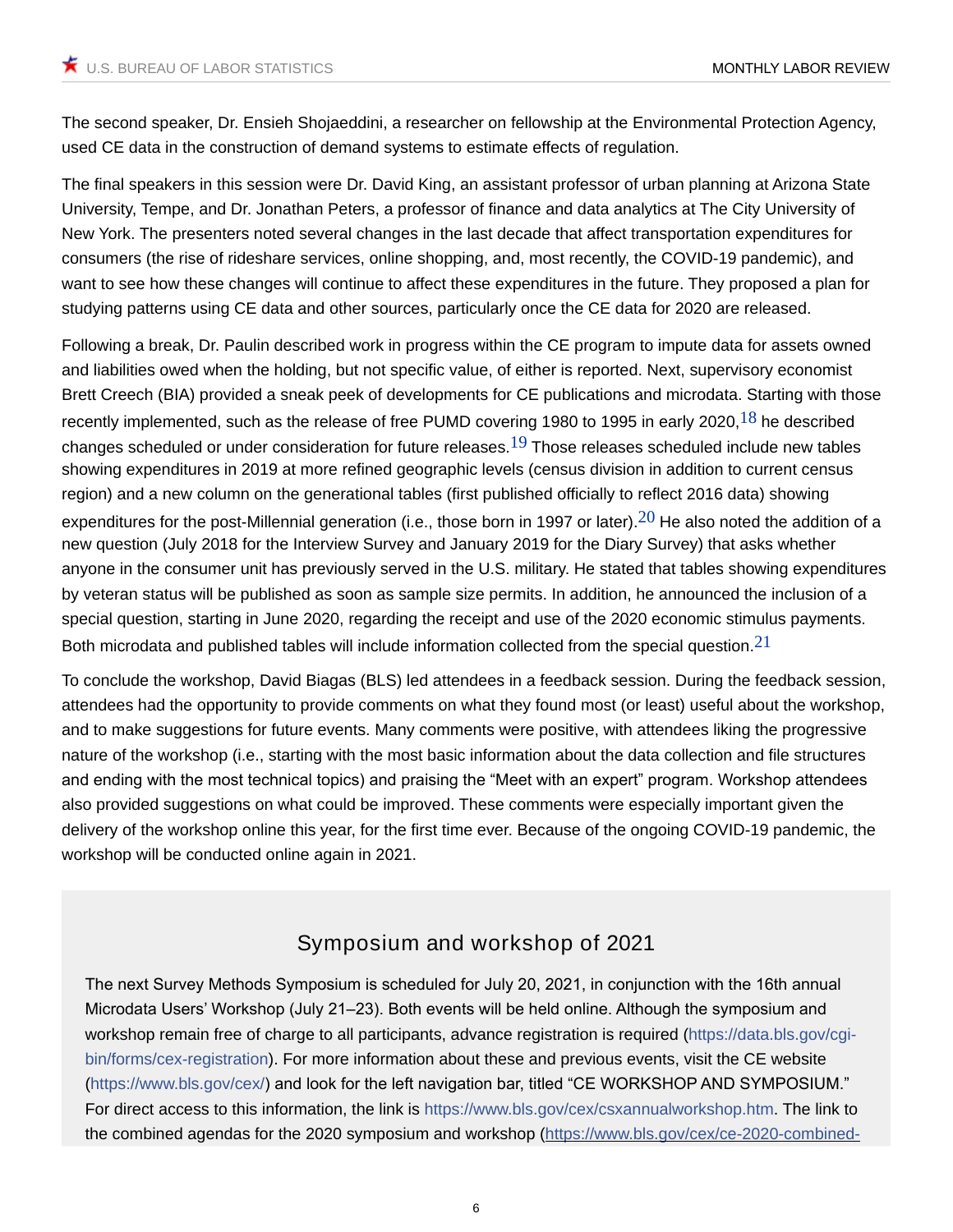The second speaker, Dr. Ensieh Shojaeddini, a researcher on fellowship at the Environmental Protection Agency, used CE data in the construction of demand systems to estimate effects of regulation.

The final speakers in this session were Dr. David King, an assistant professor of urban planning at Arizona State University, Tempe, and Dr. Jonathan Peters, a professor of finance and data analytics at The City University of New York. The presenters noted several changes in the last decade that affect transportation expenditures for consumers (the rise of rideshare services, online shopping, and, most recently, the COVID-19 pandemic), and want to see how these changes will continue to affect these expenditures in the future. They proposed a plan for studying patterns using CE data and other sources, particularly once the CE data for 2020 are released.

Following a break, Dr. Paulin described work in progress within the CE program to impute data for assets owned and liabilities owed when the holding, but not specific value, of either is reported. Next, supervisory economist Brett Creech (BIA) provided a sneak peek of developments for CE publications and microdata. Starting with those recently implemented, such as the release of free PUMD covering 1980 to 1995 in early 2020,[18] he described changes scheduled or under consideration for future releases.[19] Those releases scheduled include new tables showing expenditures in 2019 at more refined geographic levels (census division in addition to current census region) and a new column on the generational tables (first published officially to reflect 2016 data) showing expenditures for the post-Millennial generation (i.e., those born in 1997 or later).[20] He also noted the addition of a new question (July 2018 for the Interview Survey and January 2019 for the Diary Survey) that asks whether anyone in the consumer unit has previously served in the U.S. military. He stated that tables showing expenditures by veteran status will be published as soon as sample size permits. In addition, he announced the inclusion of a special question, starting in June 2020, regarding the receipt and use of the 2020 economic stimulus payments. Both microdata and published tables will include information collected from the special question.[21]

To conclude the workshop, David Biagas (BLS) led attendees in a feedback session. During the feedback session, attendees had the opportunity to provide comments on what they found most (or least) useful about the workshop, and to make suggestions for future events. Many comments were positive, with attendees liking the progressive nature of the workshop (i.e., starting with the most basic information about the data collection and file structures and ending with the most technical topics) and praising the "Meet with an expert" program. Workshop attendees also provided suggestions on what could be improved. These comments were especially important given the delivery of the workshop online this year, for the first time ever. Because of the ongoing COVID-19 pandemic, the workshop will be conducted online again in 2021.

## Symposium and workshop of 2021

The next Survey Methods Symposium is scheduled for July 20, 2021, in conjunction with the 16th annual Microdata Users' Workshop (July 21–23). Both events will be held online. Although the symposium and workshop remain free of charge to all participants, advance registration is required (https://data.bls.gov/cgi-bin/forms/cex-registration). For more information about these and previous events, visit the CE website (https://www.bls.gov/cex/) and look for the left navigation bar, titled "CE WORKSHOP AND SYMPOSIUM." For direct access to this information, the link is https://www.bls.gov/cex/csxannualworkshop.htm. The link to the combined agendas for the 2020 symposium and workshop (https://www.bls.gov/cex/ce-2020-combined-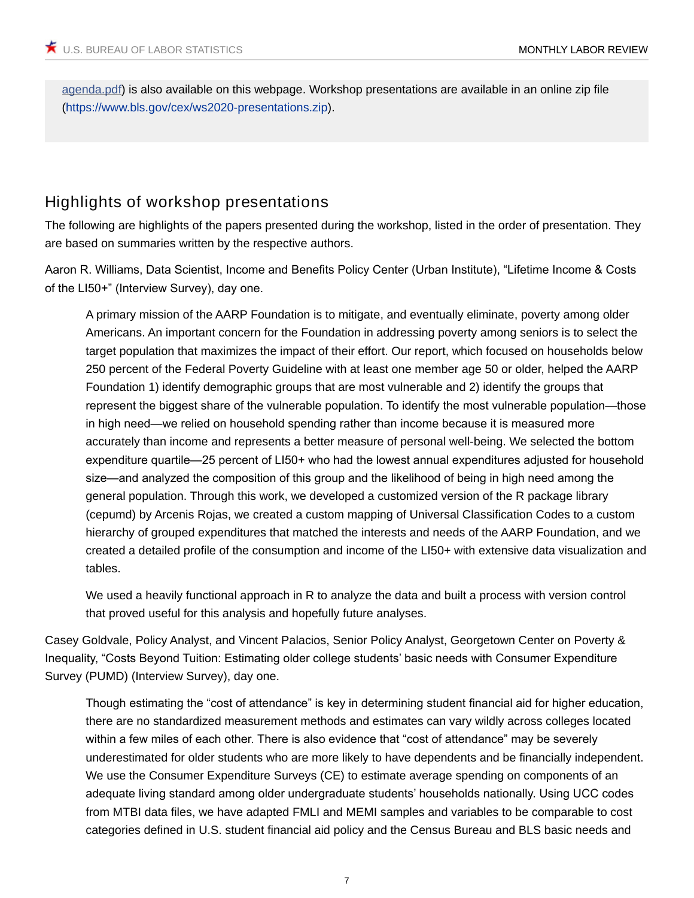agenda.pdf) is also available on this webpage. Workshop presentations are available in an online zip file (https://www.bls.gov/cex/ws2020-presentations.zip).

## Highlights of workshop presentations

The following are highlights of the papers presented during the workshop, listed in the order of presentation. They are based on summaries written by the respective authors.

Aaron R. Williams, Data Scientist, Income and Benefits Policy Center (Urban Institute), "Lifetime Income & Costs of the LI50+" (Interview Survey), day one.

> A primary mission of the AARP Foundation is to mitigate, and eventually eliminate, poverty among older Americans. An important concern for the Foundation in addressing poverty among seniors is to select the target population that maximizes the impact of their effort. Our report, which focused on households below 250 percent of the Federal Poverty Guideline with at least one member age 50 or older, helped the AARP Foundation 1) identify demographic groups that are most vulnerable and 2) identify the groups that represent the biggest share of the vulnerable population. To identify the most vulnerable population—those in high need—we relied on household spending rather than income because it is measured more accurately than income and represents a better measure of personal well-being. We selected the bottom expenditure quartile—25 percent of LI50+ who had the lowest annual expenditures adjusted for household size—and analyzed the composition of this group and the likelihood of being in high need among the general population. Through this work, we developed a customized version of the R package library (cepumd) by Arcenis Rojas, we created a custom mapping of Universal Classification Codes to a custom hierarchy of grouped expenditures that matched the interests and needs of the AARP Foundation, and we created a detailed profile of the consumption and income of the LI50+ with extensive data visualization and tables.
>
> We used a heavily functional approach in R to analyze the data and built a process with version control that proved useful for this analysis and hopefully future analyses.

Casey Goldvale, Policy Analyst, and Vincent Palacios, Senior Policy Analyst, Georgetown Center on Poverty & Inequality, "Costs Beyond Tuition: Estimating older college students' basic needs with Consumer Expenditure Survey (PUMD) (Interview Survey), day one.

> Though estimating the "cost of attendance" is key in determining student financial aid for higher education, there are no standardized measurement methods and estimates can vary wildly across colleges located within a few miles of each other. There is also evidence that "cost of attendance" may be severely underestimated for older students who are more likely to have dependents and be financially independent. We use the Consumer Expenditure Surveys (CE) to estimate average spending on components of an adequate living standard among older undergraduate students' households nationally. Using UCC codes from MTBI data files, we have adapted FMLI and MEMI samples and variables to be comparable to cost categories defined in U.S. student financial aid policy and the Census Bureau and BLS basic needs and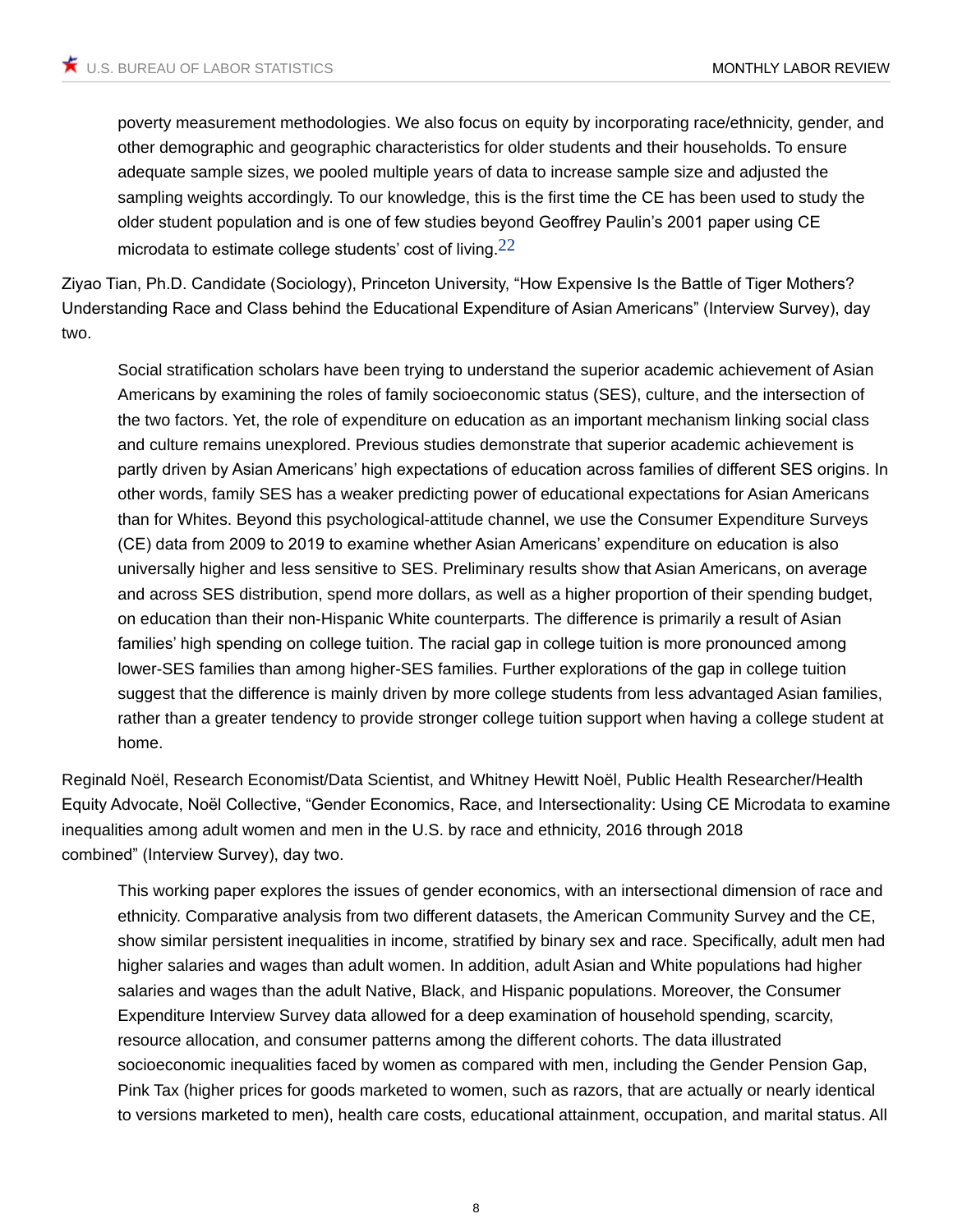> poverty measurement methodologies. We also focus on equity by incorporating race/ethnicity, gender, and other demographic and geographic characteristics for older students and their households. To ensure adequate sample sizes, we pooled multiple years of data to increase sample size and adjusted the sampling weights accordingly. To our knowledge, this is the first time the CE has been used to study the older student population and is one of few studies beyond Geoffrey Paulin's 2001 paper using CE microdata to estimate college students' cost of living.[22]

Ziyao Tian, Ph.D. Candidate (Sociology), Princeton University, "How Expensive Is the Battle of Tiger Mothers? Understanding Race and Class behind the Educational Expenditure of Asian Americans" (Interview Survey), day two.

> Social stratification scholars have been trying to understand the superior academic achievement of Asian Americans by examining the roles of family socioeconomic status (SES), culture, and the intersection of the two factors. Yet, the role of expenditure on education as an important mechanism linking social class and culture remains unexplored. Previous studies demonstrate that superior academic achievement is partly driven by Asian Americans' high expectations of education across families of different SES origins. In other words, family SES has a weaker predicting power of educational expectations for Asian Americans than for Whites. Beyond this psychological-attitude channel, we use the Consumer Expenditure Surveys (CE) data from 2009 to 2019 to examine whether Asian Americans' expenditure on education is also universally higher and less sensitive to SES. Preliminary results show that Asian Americans, on average and across SES distribution, spend more dollars, as well as a higher proportion of their spending budget, on education than their non-Hispanic White counterparts. The difference is primarily a result of Asian families' high spending on college tuition. The racial gap in college tuition is more pronounced among lower-SES families than among higher-SES families. Further explorations of the gap in college tuition suggest that the difference is mainly driven by more college students from less advantaged Asian families, rather than a greater tendency to provide stronger college tuition support when having a college student at home.

Reginald Noël, Research Economist/Data Scientist, and Whitney Hewitt Noël, Public Health Researcher/Health Equity Advocate, Noël Collective, "Gender Economics, Race, and Intersectionality: Using CE Microdata to examine inequalities among adult women and men in the U.S. by race and ethnicity, 2016 through 2018 combined" (Interview Survey), day two.

> This working paper explores the issues of gender economics, with an intersectional dimension of race and ethnicity. Comparative analysis from two different datasets, the American Community Survey and the CE, show similar persistent inequalities in income, stratified by binary sex and race. Specifically, adult men had higher salaries and wages than adult women. In addition, adult Asian and White populations had higher salaries and wages than the adult Native, Black, and Hispanic populations. Moreover, the Consumer Expenditure Interview Survey data allowed for a deep examination of household spending, scarcity, resource allocation, and consumer patterns among the different cohorts. The data illustrated socioeconomic inequalities faced by women as compared with men, including the Gender Pension Gap, Pink Tax (higher prices for goods marketed to women, such as razors, that are actually or nearly identical to versions marketed to men), health care costs, educational attainment, occupation, and marital status. All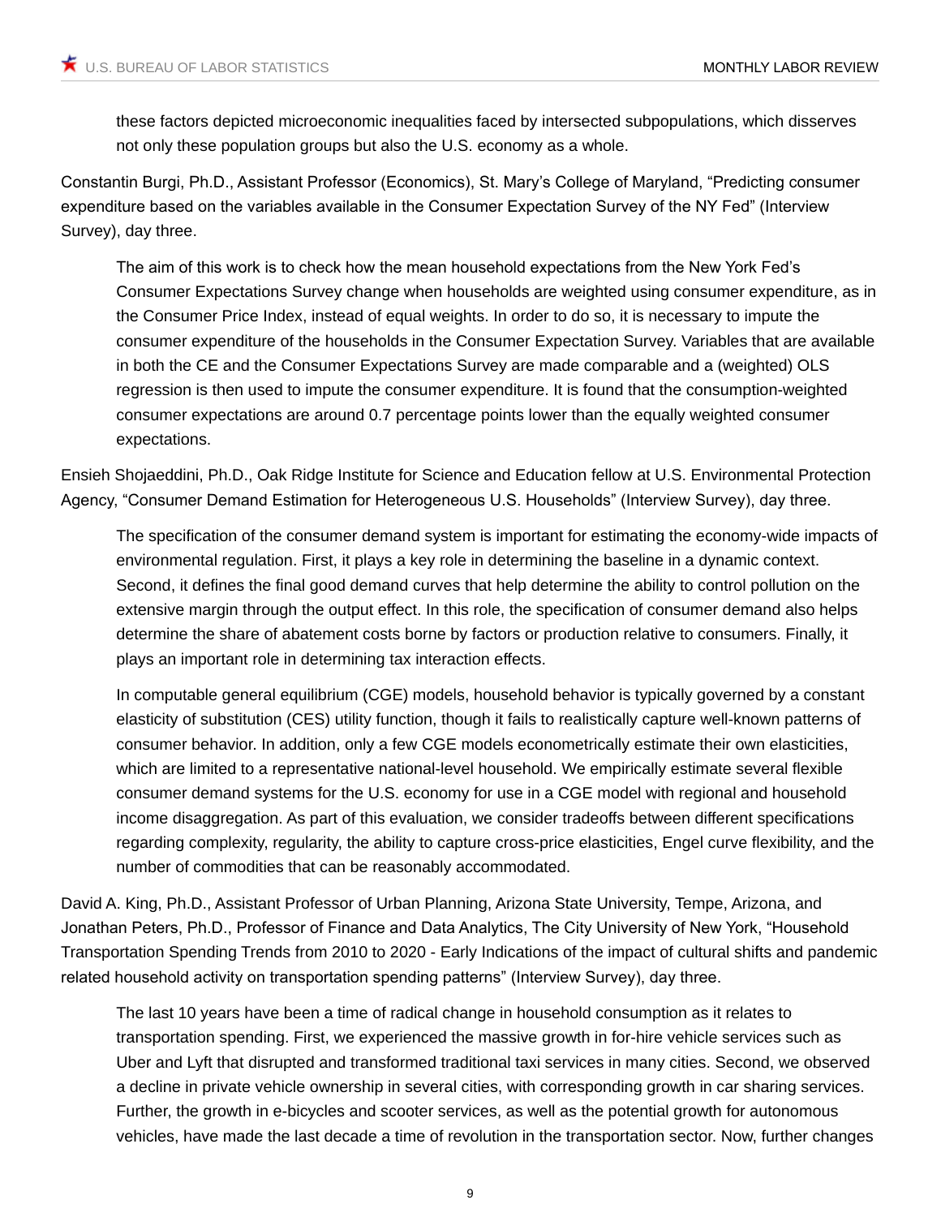these factors depicted microeconomic inequalities faced by intersected subpopulations, which disserves not only these population groups but also the U.S. economy as a whole.

Constantin Burgi, Ph.D., Assistant Professor (Economics), St. Mary's College of Maryland, "Predicting consumer expenditure based on the variables available in the Consumer Expectation Survey of the NY Fed" (Interview Survey), day three.

> The aim of this work is to check how the mean household expectations from the New York Fed's Consumer Expectations Survey change when households are weighted using consumer expenditure, as in the Consumer Price Index, instead of equal weights. In order to do so, it is necessary to impute the consumer expenditure of the households in the Consumer Expectation Survey. Variables that are available in both the CE and the Consumer Expectations Survey are made comparable and a (weighted) OLS regression is then used to impute the consumer expenditure. It is found that the consumption-weighted consumer expectations are around 0.7 percentage points lower than the equally weighted consumer expectations.

Ensieh Shojaeddini, Ph.D., Oak Ridge Institute for Science and Education fellow at U.S. Environmental Protection Agency, "Consumer Demand Estimation for Heterogeneous U.S. Households" (Interview Survey), day three.

> The specification of the consumer demand system is important for estimating the economy-wide impacts of environmental regulation. First, it plays a key role in determining the baseline in a dynamic context. Second, it defines the final good demand curves that help determine the ability to control pollution on the extensive margin through the output effect. In this role, the specification of consumer demand also helps determine the share of abatement costs borne by factors or production relative to consumers. Finally, it plays an important role in determining tax interaction effects.
>
> In computable general equilibrium (CGE) models, household behavior is typically governed by a constant elasticity of substitution (CES) utility function, though it fails to realistically capture well-known patterns of consumer behavior. In addition, only a few CGE models econometrically estimate their own elasticities, which are limited to a representative national-level household. We empirically estimate several flexible consumer demand systems for the U.S. economy for use in a CGE model with regional and household income disaggregation. As part of this evaluation, we consider tradeoffs between different specifications regarding complexity, regularity, the ability to capture cross-price elasticities, Engel curve flexibility, and the number of commodities that can be reasonably accommodated.

David A. King, Ph.D., Assistant Professor of Urban Planning, Arizona State University, Tempe, Arizona, and Jonathan Peters, Ph.D., Professor of Finance and Data Analytics, The City University of New York, "Household Transportation Spending Trends from 2010 to 2020 - Early Indications of the impact of cultural shifts and pandemic related household activity on transportation spending patterns" (Interview Survey), day three.

> The last 10 years have been a time of radical change in household consumption as it relates to transportation spending. First, we experienced the massive growth in for-hire vehicle services such as Uber and Lyft that disrupted and transformed traditional taxi services in many cities. Second, we observed a decline in private vehicle ownership in several cities, with corresponding growth in car sharing services. Further, the growth in e-bicycles and scooter services, as well as the potential growth for autonomous vehicles, have made the last decade a time of revolution in the transportation sector. Now, further changes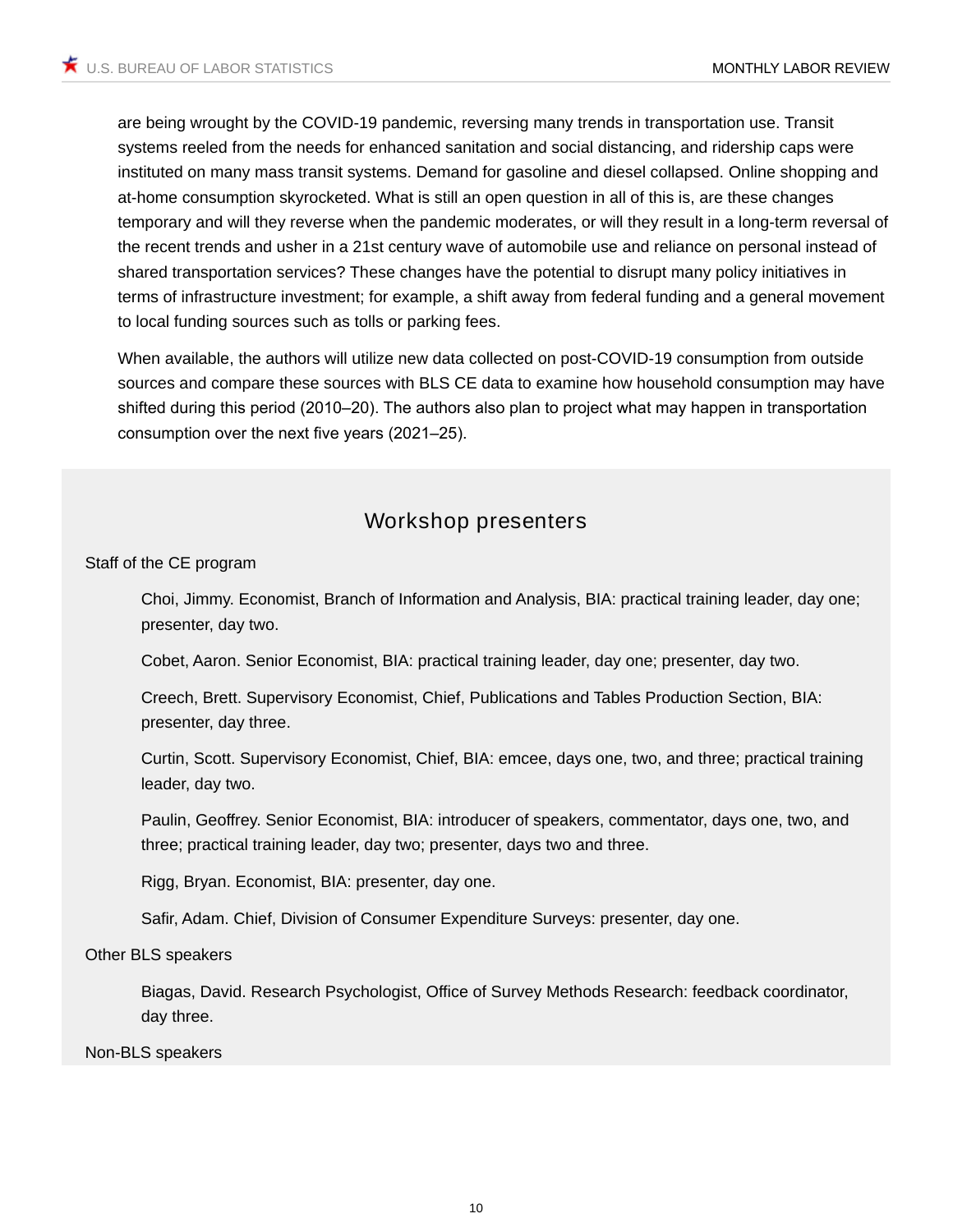are being wrought by the COVID-19 pandemic, reversing many trends in transportation use. Transit systems reeled from the needs for enhanced sanitation and social distancing, and ridership caps were instituted on many mass transit systems. Demand for gasoline and diesel collapsed. Online shopping and at-home consumption skyrocketed. What is still an open question in all of this is, are these changes temporary and will they reverse when the pandemic moderates, or will they result in a long-term reversal of the recent trends and usher in a 21st century wave of automobile use and reliance on personal instead of shared transportation services? These changes have the potential to disrupt many policy initiatives in terms of infrastructure investment; for example, a shift away from federal funding and a general movement to local funding sources such as tolls or parking fees.

When available, the authors will utilize new data collected on post-COVID-19 consumption from outside sources and compare these sources with BLS CE data to examine how household consumption may have shifted during this period (2010–20). The authors also plan to project what may happen in transportation consumption over the next five years (2021–25).

## Workshop presenters

Staff of the CE program

Choi, Jimmy. Economist, Branch of Information and Analysis, BIA: practical training leader, day one; presenter, day two.

Cobet, Aaron. Senior Economist, BIA: practical training leader, day one; presenter, day two.

Creech, Brett. Supervisory Economist, Chief, Publications and Tables Production Section, BIA: presenter, day three.

Curtin, Scott. Supervisory Economist, Chief, BIA: emcee, days one, two, and three; practical training leader, day two.

Paulin, Geoffrey. Senior Economist, BIA: introducer of speakers, commentator, days one, two, and three; practical training leader, day two; presenter, days two and three.

Rigg, Bryan. Economist, BIA: presenter, day one.

Safir, Adam. Chief, Division of Consumer Expenditure Surveys: presenter, day one.

Other BLS speakers

Biagas, David. Research Psychologist, Office of Survey Methods Research: feedback coordinator, day three.

Non-BLS speakers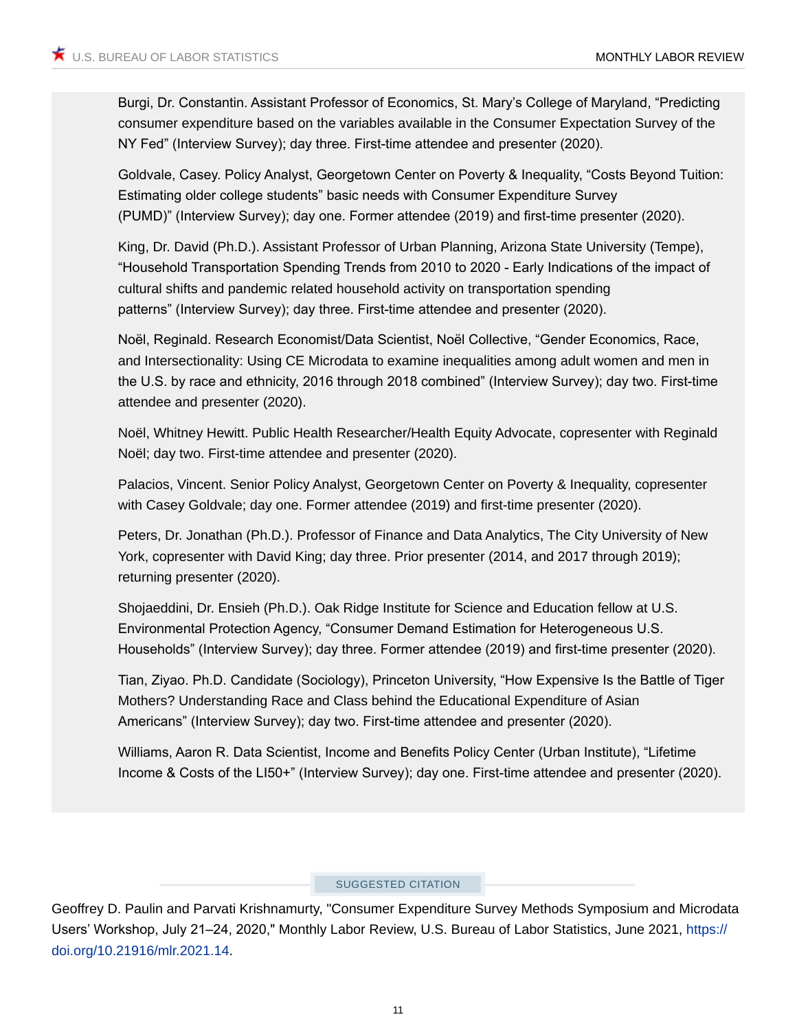Burgi, Dr. Constantin. Assistant Professor of Economics, St. Mary's College of Maryland, "Predicting consumer expenditure based on the variables available in the Consumer Expectation Survey of the NY Fed" (Interview Survey); day three. First-time attendee and presenter (2020).

Goldvale, Casey. Policy Analyst, Georgetown Center on Poverty & Inequality, "Costs Beyond Tuition: Estimating older college students" basic needs with Consumer Expenditure Survey (PUMD)" (Interview Survey); day one. Former attendee (2019) and first-time presenter (2020).

King, Dr. David (Ph.D.). Assistant Professor of Urban Planning, Arizona State University (Tempe), "Household Transportation Spending Trends from 2010 to 2020 - Early Indications of the impact of cultural shifts and pandemic related household activity on transportation spending patterns" (Interview Survey); day three. First-time attendee and presenter (2020).

Noël, Reginald. Research Economist/Data Scientist, Noël Collective, "Gender Economics, Race, and Intersectionality: Using CE Microdata to examine inequalities among adult women and men in the U.S. by race and ethnicity, 2016 through 2018 combined" (Interview Survey); day two. First-time attendee and presenter (2020).

Noël, Whitney Hewitt. Public Health Researcher/Health Equity Advocate, copresenter with Reginald Noël; day two. First-time attendee and presenter (2020).

Palacios, Vincent. Senior Policy Analyst, Georgetown Center on Poverty & Inequality, copresenter with Casey Goldvale; day one. Former attendee (2019) and first-time presenter (2020).

Peters, Dr. Jonathan (Ph.D.). Professor of Finance and Data Analytics, The City University of New York, copresenter with David King; day three. Prior presenter (2014, and 2017 through 2019); returning presenter (2020).

Shojaeddini, Dr. Ensieh (Ph.D.). Oak Ridge Institute for Science and Education fellow at U.S. Environmental Protection Agency, "Consumer Demand Estimation for Heterogeneous U.S. Households" (Interview Survey); day three. Former attendee (2019) and first-time presenter (2020).

Tian, Ziyao. Ph.D. Candidate (Sociology), Princeton University, "How Expensive Is the Battle of Tiger Mothers? Understanding Race and Class behind the Educational Expenditure of Asian Americans" (Interview Survey); day two. First-time attendee and presenter (2020).

Williams, Aaron R. Data Scientist, Income and Benefits Policy Center (Urban Institute), "Lifetime Income & Costs of the LI50+" (Interview Survey); day one. First-time attendee and presenter (2020).

SUGGESTED CITATION

Geoffrey D. Paulin and Parvati Krishnamurty, "Consumer Expenditure Survey Methods Symposium and Microdata Users' Workshop, July 21–24, 2020," Monthly Labor Review, U.S. Bureau of Labor Statistics, June 2021, https://doi.org/10.21916/mlr.2021.14.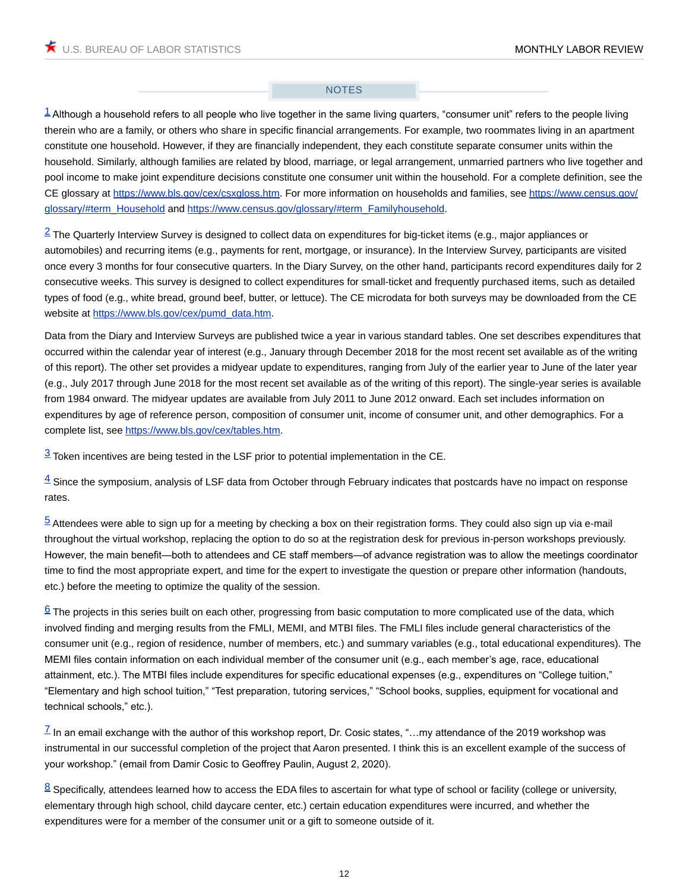## NOTES

[1] Although a household refers to all people who live together in the same living quarters, "consumer unit" refers to the people living therein who are a family, or others who share in specific financial arrangements. For example, two roommates living in an apartment constitute one household. However, if they are financially independent, they each constitute separate consumer units within the household. Similarly, although families are related by blood, marriage, or legal arrangement, unmarried partners who live together and pool income to make joint expenditure decisions constitute one consumer unit within the household. For a complete definition, see the CE glossary at https://www.bls.gov/cex/csxgloss.htm. For more information on households and families, see https://www.census.gov/glossary/#term_Household and https://www.census.gov/glossary/#term_Familyhousehold.

[2] The Quarterly Interview Survey is designed to collect data on expenditures for big-ticket items (e.g., major appliances or automobiles) and recurring items (e.g., payments for rent, mortgage, or insurance). In the Interview Survey, participants are visited once every 3 months for four consecutive quarters. In the Diary Survey, on the other hand, participants record expenditures daily for 2 consecutive weeks. This survey is designed to collect expenditures for small-ticket and frequently purchased items, such as detailed types of food (e.g., white bread, ground beef, butter, or lettuce). The CE microdata for both surveys may be downloaded from the CE website at https://www.bls.gov/cex/pumd_data.htm.

Data from the Diary and Interview Surveys are published twice a year in various standard tables. One set describes expenditures that occurred within the calendar year of interest (e.g., January through December 2018 for the most recent set available as of the writing of this report). The other set provides a midyear update to expenditures, ranging from July of the earlier year to June of the later year (e.g., July 2017 through June 2018 for the most recent set available as of the writing of this report). The single-year series is available from 1984 onward. The midyear updates are available from July 2011 to June 2012 onward. Each set includes information on expenditures by age of reference person, composition of consumer unit, income of consumer unit, and other demographics. For a complete list, see https://www.bls.gov/cex/tables.htm.

[3] Token incentives are being tested in the LSF prior to potential implementation in the CE.

[4] Since the symposium, analysis of LSF data from October through February indicates that postcards have no impact on response rates.

[5] Attendees were able to sign up for a meeting by checking a box on their registration forms. They could also sign up via e-mail throughout the virtual workshop, replacing the option to do so at the registration desk for previous in-person workshops previously. However, the main benefit—both to attendees and CE staff members—of advance registration was to allow the meetings coordinator time to find the most appropriate expert, and time for the expert to investigate the question or prepare other information (handouts, etc.) before the meeting to optimize the quality of the session.

[6] The projects in this series built on each other, progressing from basic computation to more complicated use of the data, which involved finding and merging results from the FMLI, MEMI, and MTBI files. The FMLI files include general characteristics of the consumer unit (e.g., region of residence, number of members, etc.) and summary variables (e.g., total educational expenditures). The MEMI files contain information on each individual member of the consumer unit (e.g., each member's age, race, educational attainment, etc.). The MTBI files include expenditures for specific educational expenses (e.g., expenditures on "College tuition," "Elementary and high school tuition," "Test preparation, tutoring services," "School books, supplies, equipment for vocational and technical schools," etc.).

[7] In an email exchange with the author of this workshop report, Dr. Cosic states, "…my attendance of the 2019 workshop was instrumental in our successful completion of the project that Aaron presented. I think this is an excellent example of the success of your workshop." (email from Damir Cosic to Geoffrey Paulin, August 2, 2020).

[8] Specifically, attendees learned how to access the EDA files to ascertain for what type of school or facility (college or university, elementary through high school, child daycare center, etc.) certain education expenditures were incurred, and whether the expenditures were for a member of the consumer unit or a gift to someone outside of it.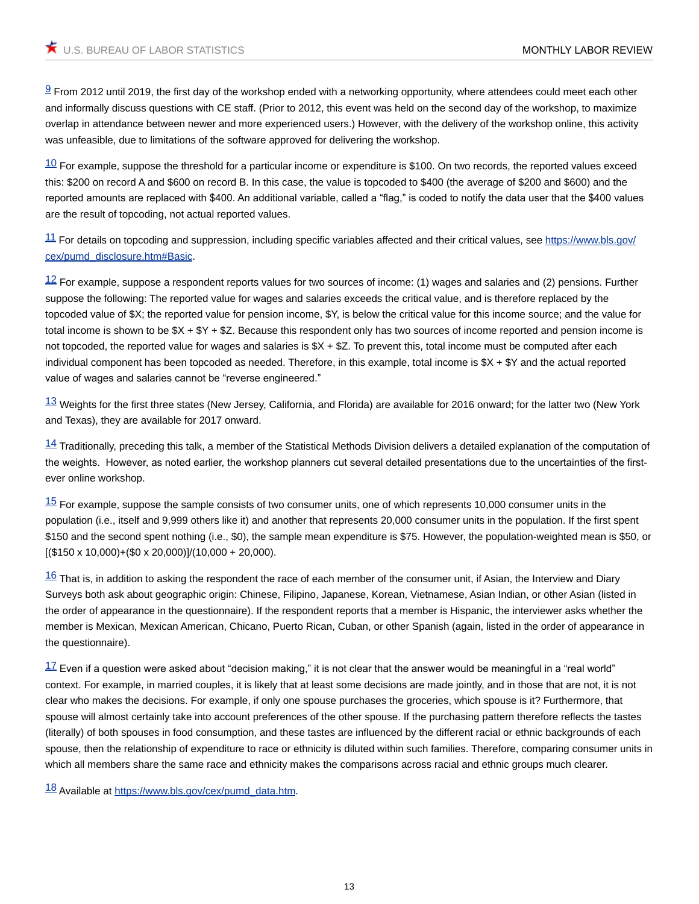[9] From 2012 until 2019, the first day of the workshop ended with a networking opportunity, where attendees could meet each other and informally discuss questions with CE staff. (Prior to 2012, this event was held on the second day of the workshop, to maximize overlap in attendance between newer and more experienced users.) However, with the delivery of the workshop online, this activity was unfeasible, due to limitations of the software approved for delivering the workshop.

[10] For example, suppose the threshold for a particular income or expenditure is $100. On two records, the reported values exceed this: $200 on record A and $600 on record B. In this case, the value is topcoded to $400 (the average of $200 and $600) and the reported amounts are replaced with $400. An additional variable, called a "flag," is coded to notify the data user that the $400 values are the result of topcoding, not actual reported values.

[11] For details on topcoding and suppression, including specific variables affected and their critical values, see [https://www.bls.gov/cex/pumd_disclosure.htm#Basic](https://www.bls.gov/cex/pumd_disclosure.htm#Basic).

[12] For example, suppose a respondent reports values for two sources of income: (1) wages and salaries and (2) pensions. Further suppose the following: The reported value for wages and salaries exceeds the critical value, and is therefore replaced by the topcoded value of $X; the reported value for pension income, $Y, is below the critical value for this income source; and the value for total income is shown to be $X + $Y + $Z. Because this respondent only has two sources of income reported and pension income is not topcoded, the reported value for wages and salaries is $X + $Z. To prevent this, total income must be computed after each individual component has been topcoded as needed. Therefore, in this example, total income is $X + $Y and the actual reported value of wages and salaries cannot be "reverse engineered."

[13] Weights for the first three states (New Jersey, California, and Florida) are available for 2016 onward; for the latter two (New York and Texas), they are available for 2017 onward.

[14] Traditionally, preceding this talk, a member of the Statistical Methods Division delivers a detailed explanation of the computation of the weights. However, as noted earlier, the workshop planners cut several detailed presentations due to the uncertainties of the first-ever online workshop.

[15] For example, suppose the sample consists of two consumer units, one of which represents 10,000 consumer units in the population (i.e., itself and 9,999 others like it) and another that represents 20,000 consumer units in the population. If the first spent $150 and the second spent nothing (i.e., $0), the sample mean expenditure is $75. However, the population-weighted mean is $50, or [($150 x 10,000)+($0 x 20,000)]/(10,000 + 20,000).

[16] That is, in addition to asking the respondent the race of each member of the consumer unit, if Asian, the Interview and Diary Surveys both ask about geographic origin: Chinese, Filipino, Japanese, Korean, Vietnamese, Asian Indian, or other Asian (listed in the order of appearance in the questionnaire). If the respondent reports that a member is Hispanic, the interviewer asks whether the member is Mexican, Mexican American, Chicano, Puerto Rican, Cuban, or other Spanish (again, listed in the order of appearance in the questionnaire).

[17] Even if a question were asked about "decision making," it is not clear that the answer would be meaningful in a "real world" context. For example, in married couples, it is likely that at least some decisions are made jointly, and in those that are not, it is not clear who makes the decisions. For example, if only one spouse purchases the groceries, which spouse is it? Furthermore, that spouse will almost certainly take into account preferences of the other spouse. If the purchasing pattern therefore reflects the tastes (literally) of both spouses in food consumption, and these tastes are influenced by the different racial or ethnic backgrounds of each spouse, then the relationship of expenditure to race or ethnicity is diluted within such families. Therefore, comparing consumer units in which all members share the same race and ethnicity makes the comparisons across racial and ethnic groups much clearer.

[18] Available at [https://www.bls.gov/cex/pumd_data.htm](https://www.bls.gov/cex/pumd_data.htm).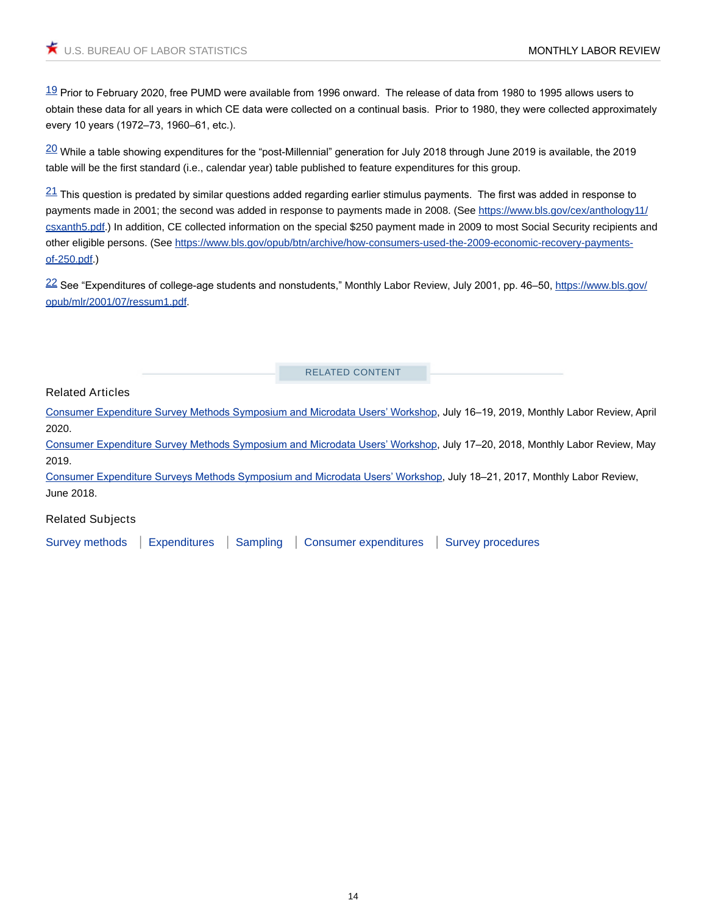[19] Prior to February 2020, free PUMD were available from 1996 onward. The release of data from 1980 to 1995 allows users to obtain these data for all years in which CE data were collected on a continual basis. Prior to 1980, they were collected approximately every 10 years (1972–73, 1960–61, etc.).

[20] While a table showing expenditures for the "post-Millennial" generation for July 2018 through June 2019 is available, the 2019 table will be the first standard (i.e., calendar year) table published to feature expenditures for this group.

[21] This question is predated by similar questions added regarding earlier stimulus payments. The first was added in response to payments made in 2001; the second was added in response to payments made in 2008. (See https://www.bls.gov/cex/anthology11/csxanth5.pdf.) In addition, CE collected information on the special $250 payment made in 2009 to most Social Security recipients and other eligible persons. (See https://www.bls.gov/opub/btn/archive/how-consumers-used-the-2009-economic-recovery-payments-of-250.pdf.)

[22] See "Expenditures of college-age students and nonstudents," Monthly Labor Review, July 2001, pp. 46–50, https://www.bls.gov/opub/mlr/2001/07/ressum1.pdf.

## RELATED CONTENT

### Related Articles

Consumer Expenditure Survey Methods Symposium and Microdata Users' Workshop, July 16–19, 2019, Monthly Labor Review, April 2020.

Consumer Expenditure Survey Methods Symposium and Microdata Users' Workshop, July 17–20, 2018, Monthly Labor Review, May 2019.

Consumer Expenditure Surveys Methods Symposium and Microdata Users' Workshop, July 18–21, 2017, Monthly Labor Review, June 2018.

### Related Subjects

Survey methods | Expenditures | Sampling | Consumer expenditures | Survey procedures